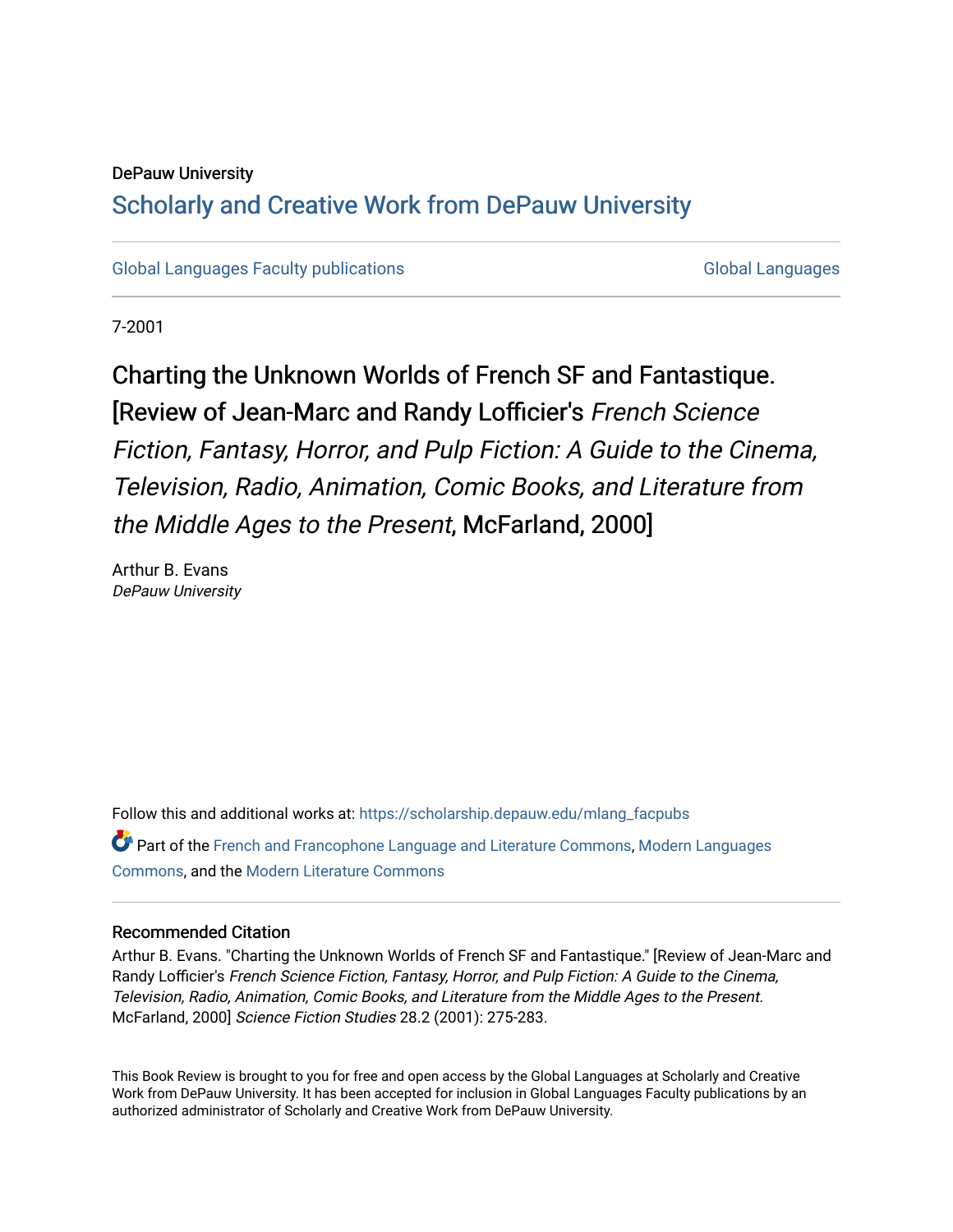DePauw University

## Scholarly and Creative Work from DePauw University

Global Languages Faculty publications | Global Languages

7-2001

# Charting the Unknown Worlds of French SF and Fantastique. [Review of Jean-Marc and Randy Lofficier's *French Science Fiction, Fantasy, Horror, and Pulp Fiction: A Guide to the Cinema, Television, Radio, Animation, Comic Books, and Literature from the Middle Ages to the Present*, McFarland, 2000]

Arthur B. Evans
*DePauw University*

Follow this and additional works at: https://scholarship.depauw.edu/mlang_facpubs

Part of the French and Francophone Language and Literature Commons, Modern Languages Commons, and the Modern Literature Commons

### Recommended Citation

Arthur B. Evans. "Charting the Unknown Worlds of French SF and Fantastique." [Review of Jean-Marc and Randy Lofficier's *French Science Fiction, Fantasy, Horror, and Pulp Fiction: A Guide to the Cinema, Television, Radio, Animation, Comic Books, and Literature from the Middle Ages to the Present.* McFarland, 2000] *Science Fiction Studies* 28.2 (2001): 275-283.

This Book Review is brought to you for free and open access by the Global Languages at Scholarly and Creative Work from DePauw University. It has been accepted for inclusion in Global Languages Faculty publications by an authorized administrator of Scholarly and Creative Work from DePauw University.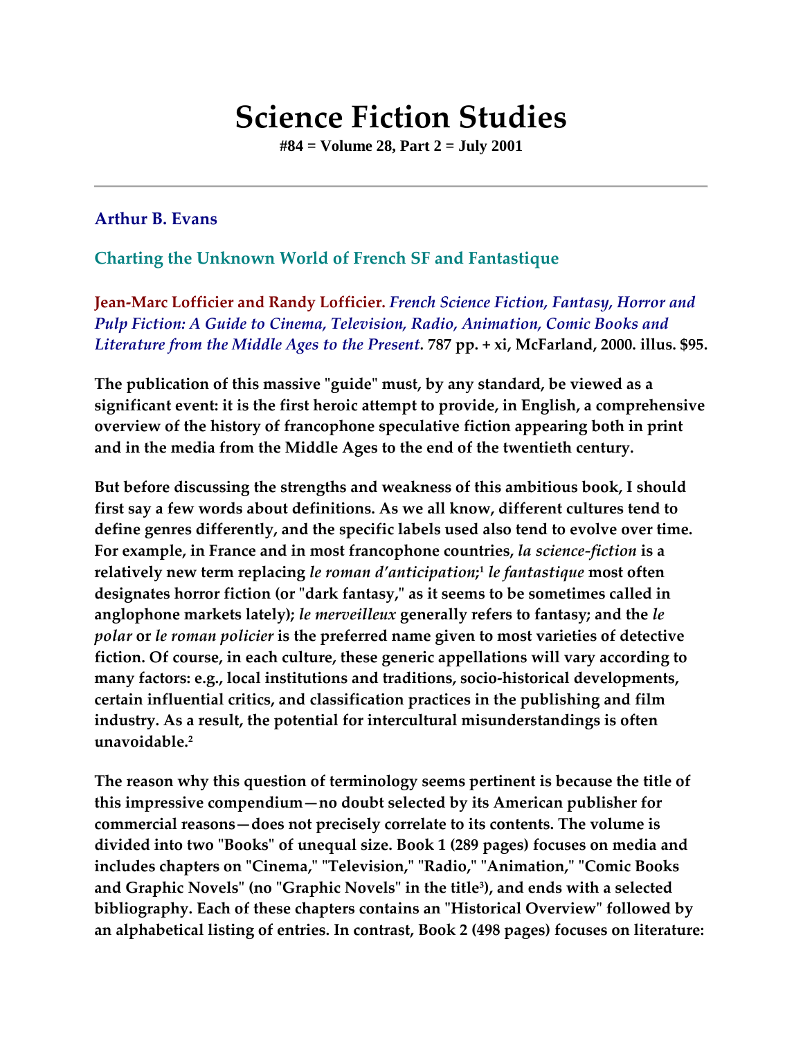# Science Fiction Studies

**#84 = Volume 28, Part 2 = July 2001**

---

### Arthur B. Evans

### Charting the Unknown World of French SF and Fantastique

**Jean-Marc Lofficier and Randy Lofficier.** *French Science Fiction, Fantasy, Horror and Pulp Fiction: A Guide to Cinema, Television, Radio, Animation, Comic Books and Literature from the Middle Ages to the Present*. **787 pp. + xi, McFarland, 2000. illus. $95.**

The publication of this massive "guide" must, by any standard, be viewed as a significant event: it is the first heroic attempt to provide, in English, a comprehensive overview of the history of francophone speculative fiction appearing both in print and in the media from the Middle Ages to the end of the twentieth century.

But before discussing the strengths and weakness of this ambitious book, I should first say a few words about definitions. As we all know, different cultures tend to define genres differently, and the specific labels used also tend to evolve over time. For example, in France and in most francophone countries, *la science-fiction* is a relatively new term replacing *le roman d'anticipation*;[1] *le fantastique* most often designates horror fiction (or "dark fantasy," as it seems to be sometimes called in anglophone markets lately); *le merveilleux* generally refers to fantasy; and the *le polar* or *le roman policier* is the preferred name given to most varieties of detective fiction. Of course, in each culture, these generic appellations will vary according to many factors: e.g., local institutions and traditions, socio-historical developments, certain influential critics, and classification practices in the publishing and film industry. As a result, the potential for intercultural misunderstandings is often unavoidable.[2]

The reason why this question of terminology seems pertinent is because the title of this impressive compendium—no doubt selected by its American publisher for commercial reasons—does not precisely correlate to its contents. The volume is divided into two "Books" of unequal size. Book 1 (289 pages) focuses on media and includes chapters on "Cinema," "Television," "Radio," "Animation," "Comic Books and Graphic Novels" (no "Graphic Novels" in the title[3]), and ends with a selected bibliography. Each of these chapters contains an "Historical Overview" followed by an alphabetical listing of entries. In contrast, Book 2 (498 pages) focuses on literature: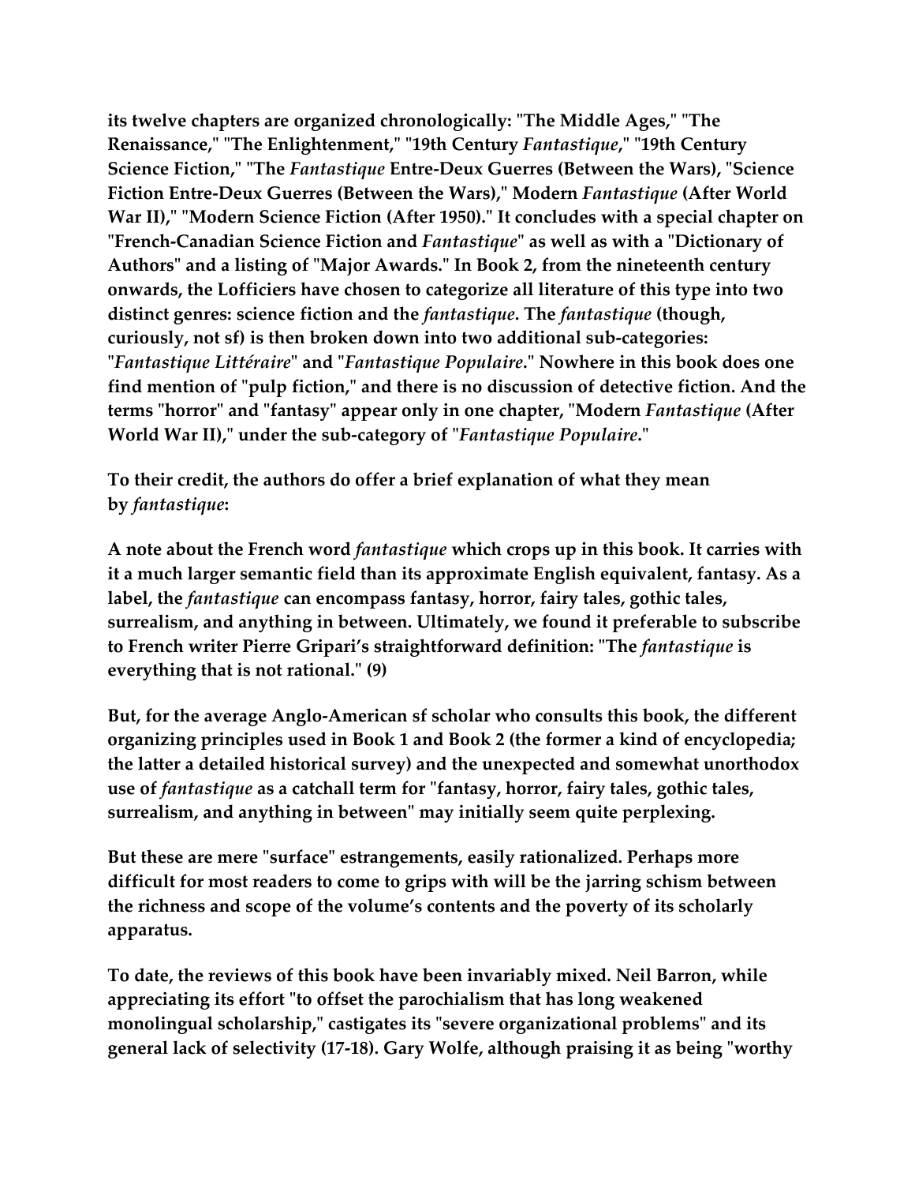its twelve chapters are organized chronologically: "The Middle Ages," "The Renaissance," "The Enlightenment," "19th Century *Fantastique*," "19th Century Science Fiction," "The *Fantastique* Entre-Deux Guerres (Between the Wars), "Science Fiction Entre-Deux Guerres (Between the Wars)," Modern *Fantastique* (After World War II)," "Modern Science Fiction (After 1950)." It concludes with a special chapter on "French-Canadian Science Fiction and *Fantastique*" as well as with a "Dictionary of Authors" and a listing of "Major Awards." In Book 2, from the nineteenth century onwards, the Lofficiers have chosen to categorize all literature of this type into two distinct genres: science fiction and the *fantastique*. The *fantastique* (though, curiously, not sf) is then broken down into two additional sub-categories: "*Fantastique Littéraire*" and "*Fantastique Populaire*." Nowhere in this book does one find mention of "pulp fiction," and there is no discussion of detective fiction. And the terms "horror" and "fantasy" appear only in one chapter, "Modern *Fantastique* (After World War II)," under the sub-category of "*Fantastique Populaire*."

To their credit, the authors do offer a brief explanation of what they mean by *fantastique*:

A note about the French word *fantastique* which crops up in this book. It carries with it a much larger semantic field than its approximate English equivalent, fantasy. As a label, the *fantastique* can encompass fantasy, horror, fairy tales, gothic tales, surrealism, and anything in between. Ultimately, we found it preferable to subscribe to French writer Pierre Gripari's straightforward definition: "The *fantastique* is everything that is not rational." (9)

But, for the average Anglo-American sf scholar who consults this book, the different organizing principles used in Book 1 and Book 2 (the former a kind of encyclopedia; the latter a detailed historical survey) and the unexpected and somewhat unorthodox use of *fantastique* as a catchall term for "fantasy, horror, fairy tales, gothic tales, surrealism, and anything in between" may initially seem quite perplexing.

But these are mere "surface" estrangements, easily rationalized. Perhaps more difficult for most readers to come to grips with will be the jarring schism between the richness and scope of the volume's contents and the poverty of its scholarly apparatus.

To date, the reviews of this book have been invariably mixed. Neil Barron, while appreciating its effort "to offset the parochialism that has long weakened monolingual scholarship," castigates its "severe organizational problems" and its general lack of selectivity (17-18). Gary Wolfe, although praising it as being "worthy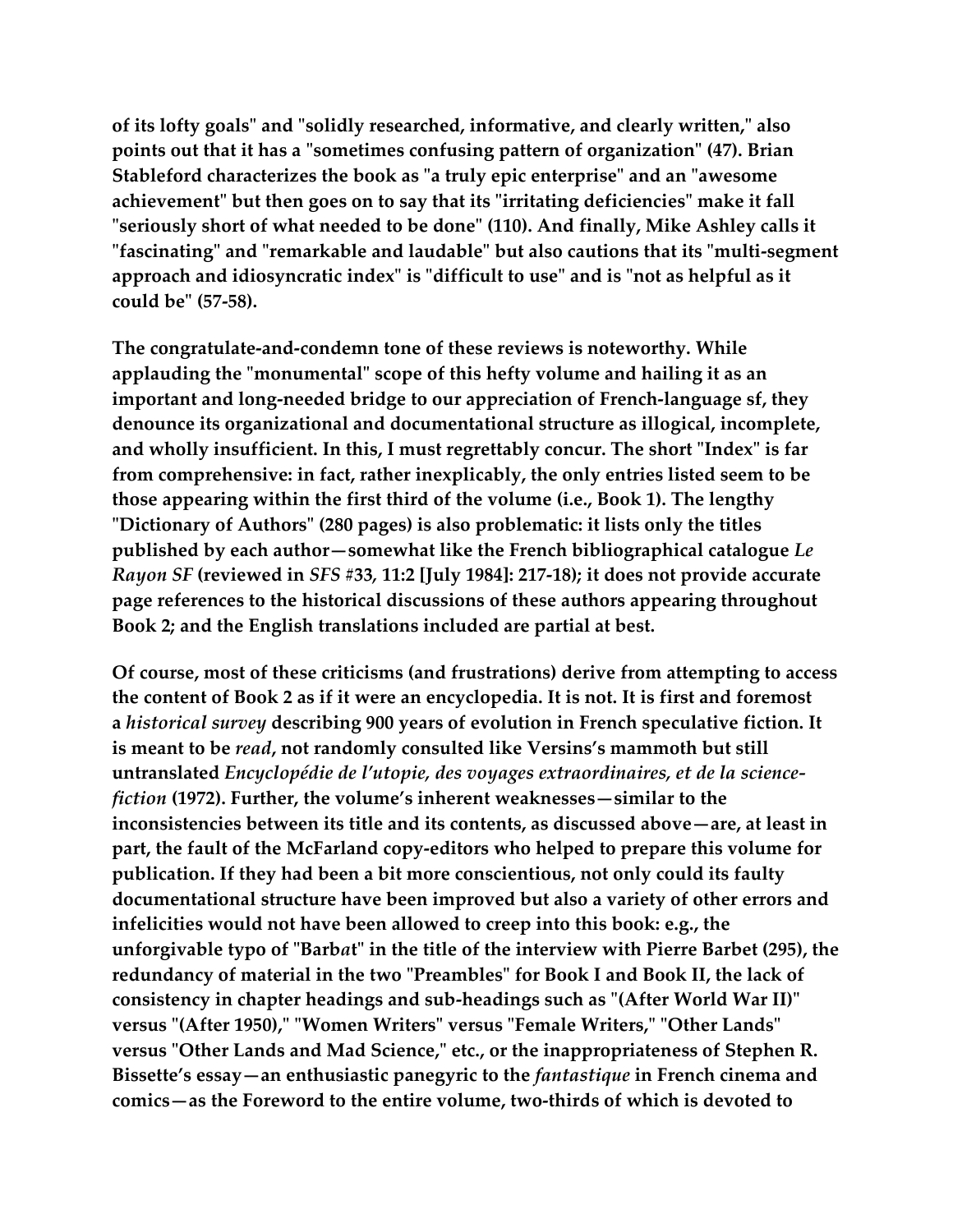of its lofty goals" and "solidly researched, informative, and clearly written," also points out that it has a "sometimes confusing pattern of organization" (47). Brian Stableford characterizes the book as "a truly epic enterprise" and an "awesome achievement" but then goes on to say that its "irritating deficiencies" make it fall "seriously short of what needed to be done" (110). And finally, Mike Ashley calls it "fascinating" and "remarkable and laudable" but also cautions that its "multi-segment approach and idiosyncratic index" is "difficult to use" and is "not as helpful as it could be" (57-58).

The congratulate-and-condemn tone of these reviews is noteworthy. While applauding the "monumental" scope of this hefty volume and hailing it as an important and long-needed bridge to our appreciation of French-language sf, they denounce its organizational and documentational structure as illogical, incomplete, and wholly insufficient. In this, I must regrettably concur. The short "Index" is far from comprehensive: in fact, rather inexplicably, the only entries listed seem to be those appearing within the first third of the volume (i.e., Book 1). The lengthy "Dictionary of Authors" (280 pages) is also problematic: it lists only the titles published by each author—somewhat like the French bibliographical catalogue *Le Rayon SF* (reviewed in *SFS* #33, 11:2 [July 1984]: 217-18); it does not provide accurate page references to the historical discussions of these authors appearing throughout Book 2; and the English translations included are partial at best.

Of course, most of these criticisms (and frustrations) derive from attempting to access the content of Book 2 as if it were an encyclopedia. It is not. It is first and foremost a *historical survey* describing 900 years of evolution in French speculative fiction. It is meant to be *read*, not randomly consulted like Versins's mammoth but still untranslated *Encyclopédie de l'utopie, des voyages extraordinaires, et de la science-fiction* (1972). Further, the volume's inherent weaknesses—similar to the inconsistencies between its title and its contents, as discussed above—are, at least in part, the fault of the McFarland copy-editors who helped to prepare this volume for publication. If they had been a bit more conscientious, not only could its faulty documentational structure have been improved but also a variety of other errors and infelicities would not have been allowed to creep into this book: e.g., the unforgivable typo of "Barb*a*t" in the title of the interview with Pierre Barbet (295), the redundancy of material in the two "Preambles" for Book I and Book II, the lack of consistency in chapter headings and sub-headings such as "(After World War II)" versus "(After 1950)," "Women Writers" versus "Female Writers," "Other Lands" versus "Other Lands and Mad Science," etc., or the inappropriateness of Stephen R. Bissette's essay—an enthusiastic panegyric to the *fantastique* in French cinema and comics—as the Foreword to the entire volume, two-thirds of which is devoted to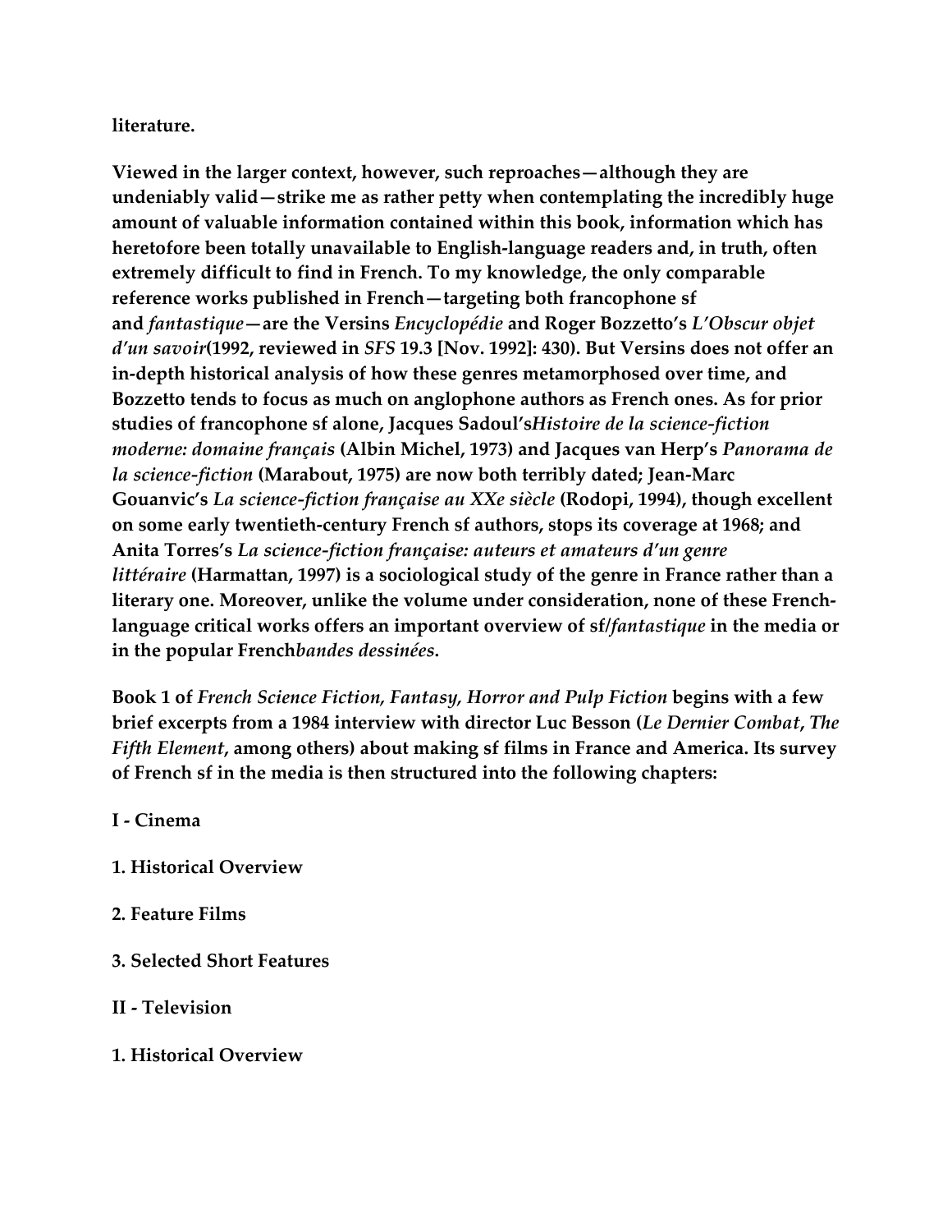**literature.**

**Viewed in the larger context, however, such reproaches—although they are undeniably valid—strike me as rather petty when contemplating the incredibly huge amount of valuable information contained within this book, information which has heretofore been totally unavailable to English-language readers and, in truth, often extremely difficult to find in French. To my knowledge, the only comparable reference works published in French—targeting both francophone sf and *fantastique*—are the Versins *Encyclopédie* and Roger Bozzetto's *L'Obscur objet d'un savoir*(1992, reviewed in *SFS* 19.3 [Nov. 1992]: 430). But Versins does not offer an in-depth historical analysis of how these genres metamorphosed over time, and Bozzetto tends to focus as much on anglophone authors as French ones. As for prior studies of francophone sf alone, Jacques Sadoul's*Histoire de la science-fiction moderne: domaine français* (Albin Michel, 1973) and Jacques van Herp's *Panorama de la science-fiction* (Marabout, 1975) are now both terribly dated; Jean-Marc Gouanvic's *La science-fiction française au XXe siècle* (Rodopi, 1994), though excellent on some early twentieth-century French sf authors, stops its coverage at 1968; and Anita Torres's *La science-fiction française: auteurs et amateurs d'un genre littéraire* (Harmattan, 1997) is a sociological study of the genre in France rather than a literary one. Moreover, unlike the volume under consideration, none of these French-language critical works offers an important overview of sf/*fantastique* in the media or in the popular French*bandes dessinées*.**

**Book 1 of *French Science Fiction, Fantasy, Horror and Pulp Fiction* begins with a few brief excerpts from a 1984 interview with director Luc Besson (*Le Dernier Combat*, *The Fifth Element*, among others) about making sf films in France and America. Its survey of French sf in the media is then structured into the following chapters:**

**I - Cinema**

**1. Historical Overview**

**2. Feature Films**

**3. Selected Short Features**

**II - Television**

**1. Historical Overview**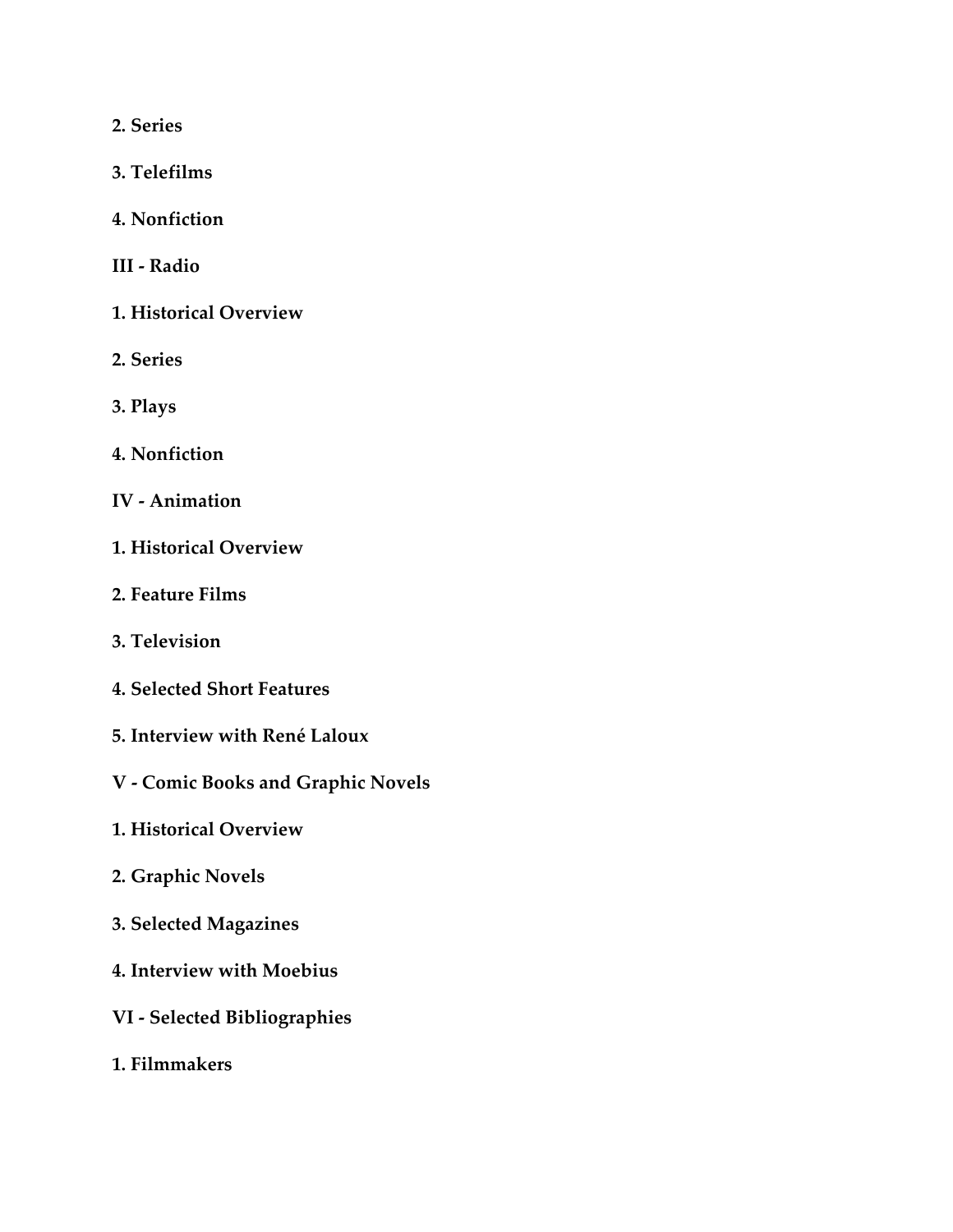**2. Series**

**3. Telefilms**

**4. Nonfiction**

## III - Radio

**1. Historical Overview**

**2. Series**

**3. Plays**

**4. Nonfiction**

## IV - Animation

**1. Historical Overview**

**2. Feature Films**

**3. Television**

**4. Selected Short Features**

**5. Interview with René Laloux**

## V - Comic Books and Graphic Novels

**1. Historical Overview**

**2. Graphic Novels**

**3. Selected Magazines**

**4. Interview with Moebius**

## VI - Selected Bibliographies

**1. Filmmakers**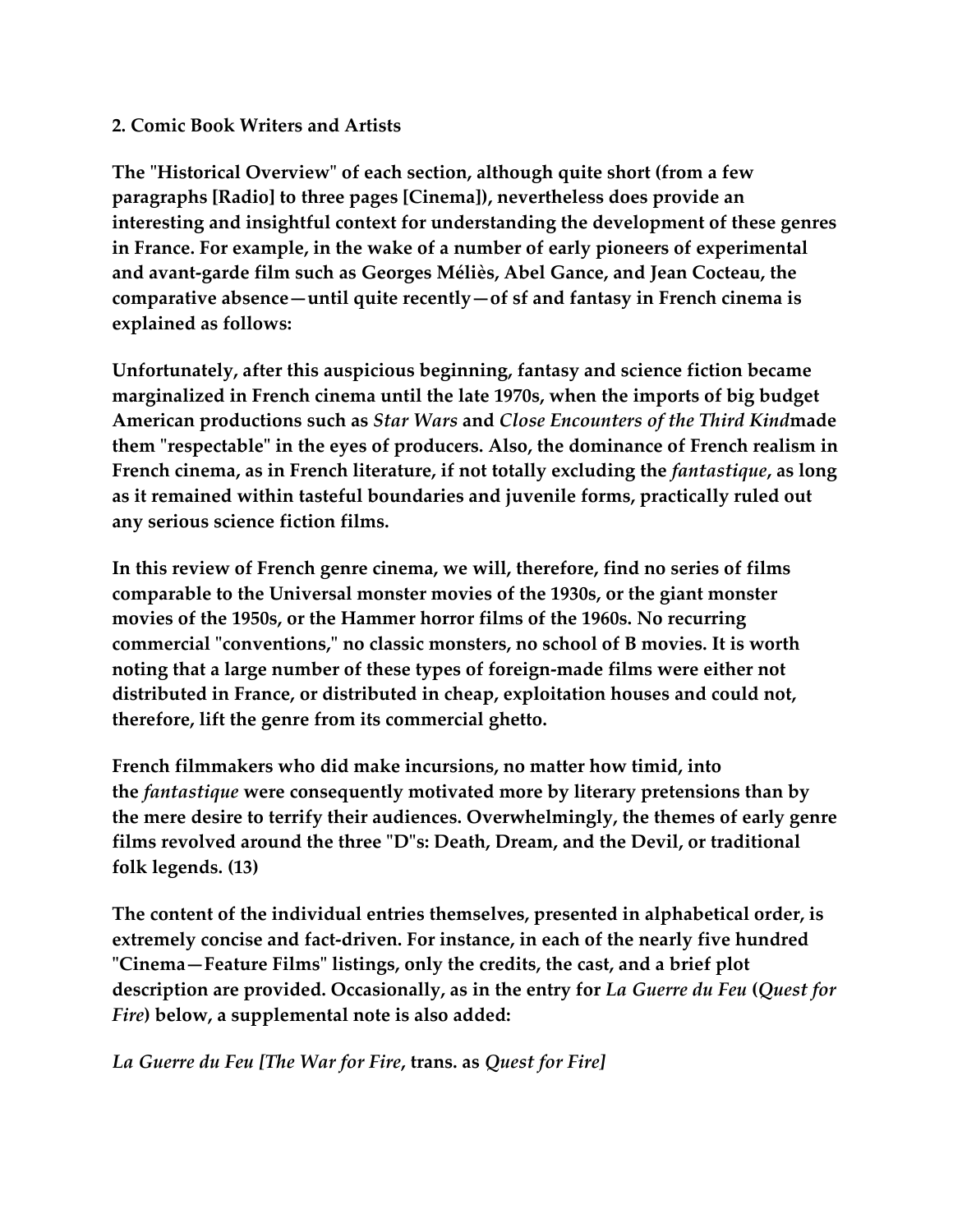**2. Comic Book Writers and Artists**

**The "Historical Overview" of each section, although quite short (from a few paragraphs [Radio] to three pages [Cinema]), nevertheless does provide an interesting and insightful context for understanding the development of these genres in France. For example, in the wake of a number of early pioneers of experimental and avant-garde film such as Georges Méliès, Abel Gance, and Jean Cocteau, the comparative absence—until quite recently—of sf and fantasy in French cinema is explained as follows:**

**Unfortunately, after this auspicious beginning, fantasy and science fiction became marginalized in French cinema until the late 1970s, when the imports of big budget American productions such as *Star Wars* and *Close Encounters of the Third Kind*made them "respectable" in the eyes of producers. Also, the dominance of French realism in French cinema, as in French literature, if not totally excluding the *fantastique*, as long as it remained within tasteful boundaries and juvenile forms, practically ruled out any serious science fiction films.**

**In this review of French genre cinema, we will, therefore, find no series of films comparable to the Universal monster movies of the 1930s, or the giant monster movies of the 1950s, or the Hammer horror films of the 1960s. No recurring commercial "conventions," no classic monsters, no school of B movies. It is worth noting that a large number of these types of foreign-made films were either not distributed in France, or distributed in cheap, exploitation houses and could not, therefore, lift the genre from its commercial ghetto.**

**French filmmakers who did make incursions, no matter how timid, into the *fantastique* were consequently motivated more by literary pretensions than by the mere desire to terrify their audiences. Overwhelmingly, the themes of early genre films revolved around the three "D"s: Death, Dream, and the Devil, or traditional folk legends. (13)**

**The content of the individual entries themselves, presented in alphabetical order, is extremely concise and fact-driven. For instance, in each of the nearly five hundred "Cinema—Feature Films" listings, only the credits, the cast, and a brief plot description are provided. Occasionally, as in the entry for *La Guerre du Feu* (*Quest for Fire*) below, a supplemental note is also added:**

***La Guerre du Feu [The War for Fire*, trans. as *Quest for Fire]***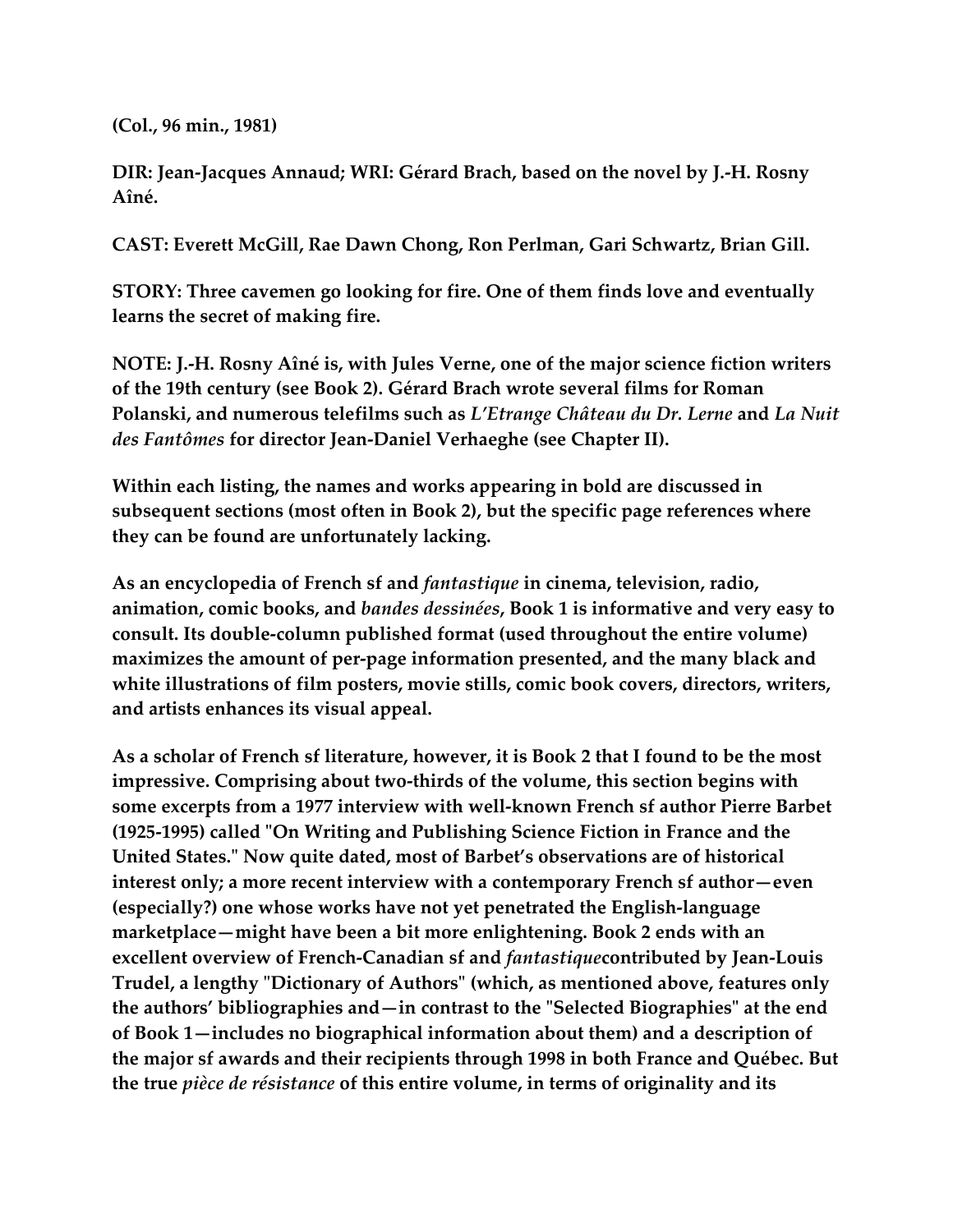**(Col., 96 min., 1981)**

**DIR: Jean-Jacques Annaud; WRI: Gérard Brach, based on the novel by J.-H. Rosny Aîné.**

**CAST: Everett McGill, Rae Dawn Chong, Ron Perlman, Gari Schwartz, Brian Gill.**

**STORY: Three cavemen go looking for fire. One of them finds love and eventually learns the secret of making fire.**

**NOTE: J.-H. Rosny Aîné is, with Jules Verne, one of the major science fiction writers of the 19th century (see Book 2). Gérard Brach wrote several films for Roman Polanski, and numerous telefilms such as *L'Etrange Château du Dr. Lerne* and *La Nuit des Fantômes* for director Jean-Daniel Verhaeghe (see Chapter II).**

**Within each listing, the names and works appearing in bold are discussed in subsequent sections (most often in Book 2), but the specific page references where they can be found are unfortunately lacking.**

**As an encyclopedia of French sf and *fantastique* in cinema, television, radio, animation, comic books, and *bandes dessinées*, Book 1 is informative and very easy to consult. Its double-column published format (used throughout the entire volume) maximizes the amount of per-page information presented, and the many black and white illustrations of film posters, movie stills, comic book covers, directors, writers, and artists enhances its visual appeal.**

**As a scholar of French sf literature, however, it is Book 2 that I found to be the most impressive. Comprising about two-thirds of the volume, this section begins with some excerpts from a 1977 interview with well-known French sf author Pierre Barbet (1925-1995) called "On Writing and Publishing Science Fiction in France and the United States." Now quite dated, most of Barbet's observations are of historical interest only; a more recent interview with a contemporary French sf author—even (especially?) one whose works have not yet penetrated the English-language marketplace—might have been a bit more enlightening. Book 2 ends with an excellent overview of French-Canadian sf and *fantastique*contributed by Jean-Louis Trudel, a lengthy "Dictionary of Authors" (which, as mentioned above, features only the authors' bibliographies and—in contrast to the "Selected Biographies" at the end of Book 1—includes no biographical information about them) and a description of the major sf awards and their recipients through 1998 in both France and Québec. But the true *pièce de résistance* of this entire volume, in terms of originality and its**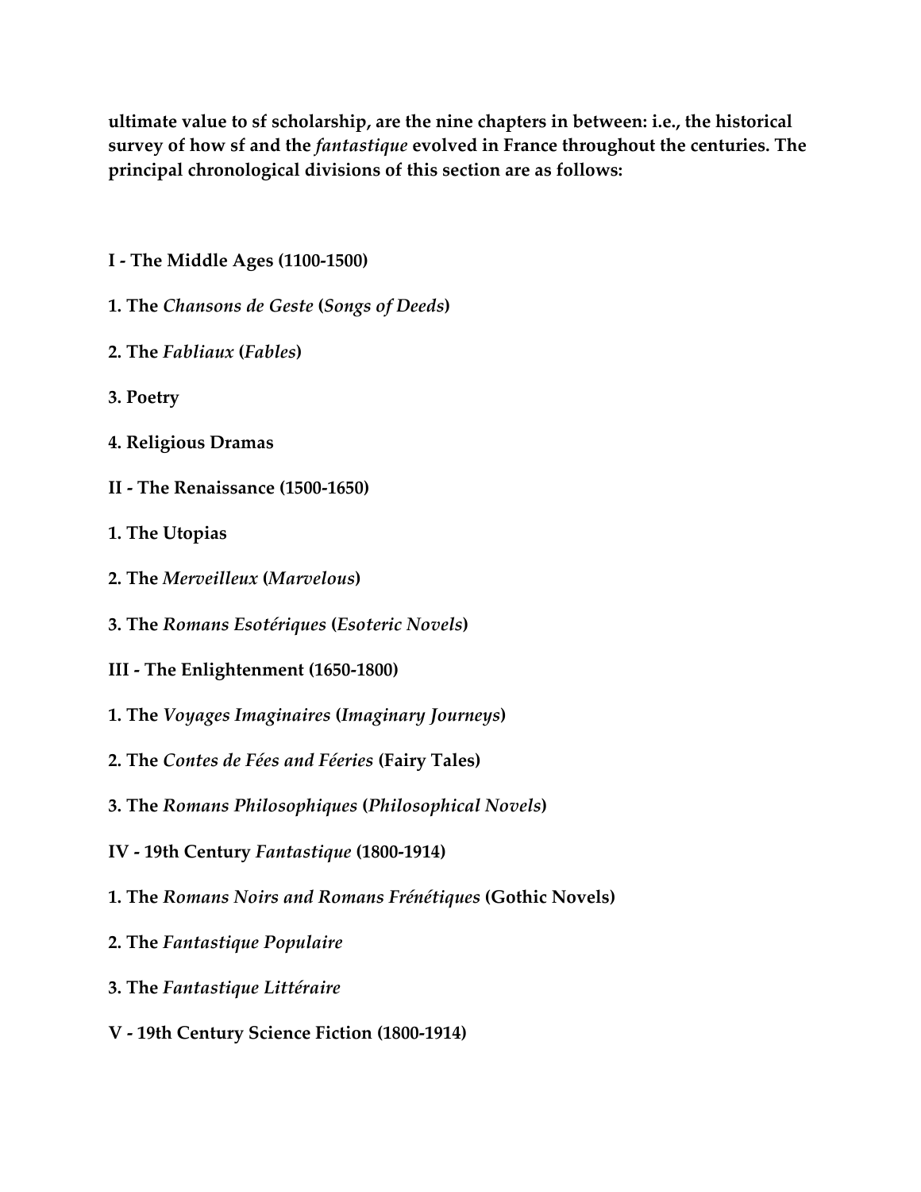**ultimate value to sf scholarship, are the nine chapters in between: i.e., the historical survey of how sf and the *fantastique* evolved in France throughout the centuries. The principal chronological divisions of this section are as follows:**

**I - The Middle Ages (1100-1500)**

**1. The *Chansons de Geste* (*Songs of Deeds*)**

**2. The *Fabliaux* (*Fables*)**

**3. Poetry**

**4. Religious Dramas**

**II - The Renaissance (1500-1650)**

**1. The Utopias**

**2. The *Merveilleux* (*Marvelous*)**

**3. The *Romans Esotériques* (*Esoteric Novels*)**

**III - The Enlightenment (1650-1800)**

**1. The *Voyages Imaginaires* (*Imaginary Journeys*)**

**2. The *Contes de Fées and Féeries* (Fairy Tales)**

**3. The *Romans Philosophiques* (*Philosophical Novels*)**

**IV - 19th Century *Fantastique* (1800-1914)**

**1. The *Romans Noirs and Romans Frénétiques* (Gothic Novels)**

**2. The *Fantastique Populaire***

**3. The *Fantastique Littéraire***

**V - 19th Century Science Fiction (1800-1914)**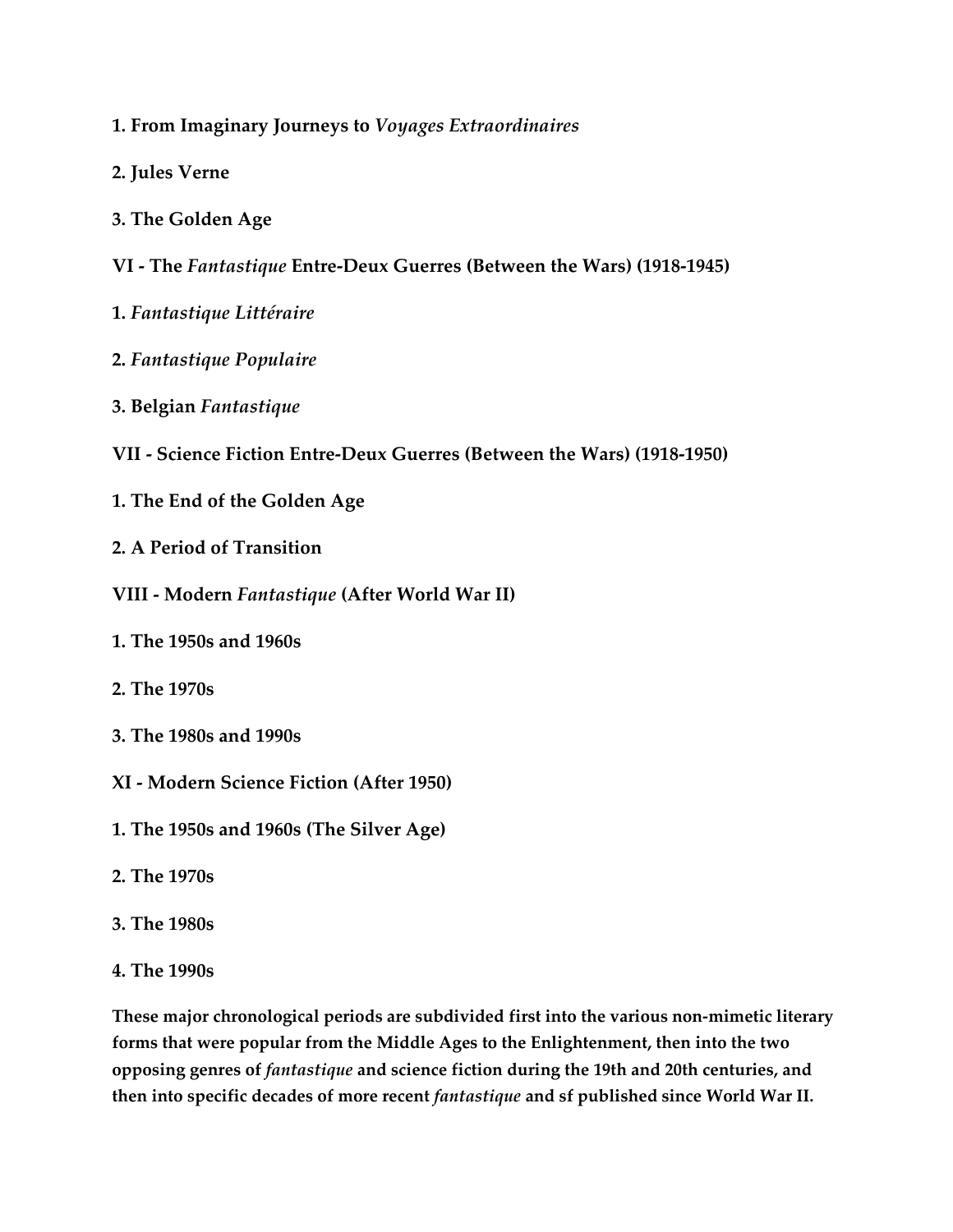**1. From Imaginary Journeys to *Voyages Extraordinaires***

**2. Jules Verne**

**3. The Golden Age**

**VI - The *Fantastique* Entre-Deux Guerres (Between the Wars) (1918-1945)**

**1. *Fantastique Littéraire***

**2. *Fantastique Populaire***

**3. Belgian *Fantastique***

**VII - Science Fiction Entre-Deux Guerres (Between the Wars) (1918-1950)**

**1. The End of the Golden Age**

**2. A Period of Transition**

**VIII - Modern *Fantastique* (After World War II)**

**1. The 1950s and 1960s**

**2. The 1970s**

**3. The 1980s and 1990s**

**XI - Modern Science Fiction (After 1950)**

**1. The 1950s and 1960s (The Silver Age)**

**2. The 1970s**

**3. The 1980s**

**4. The 1990s**

**These major chronological periods are subdivided first into the various non-mimetic literary forms that were popular from the Middle Ages to the Enlightenment, then into the two opposing genres of *fantastique* and science fiction during the 19th and 20th centuries, and then into specific decades of more recent *fantastique* and sf published since World War II.**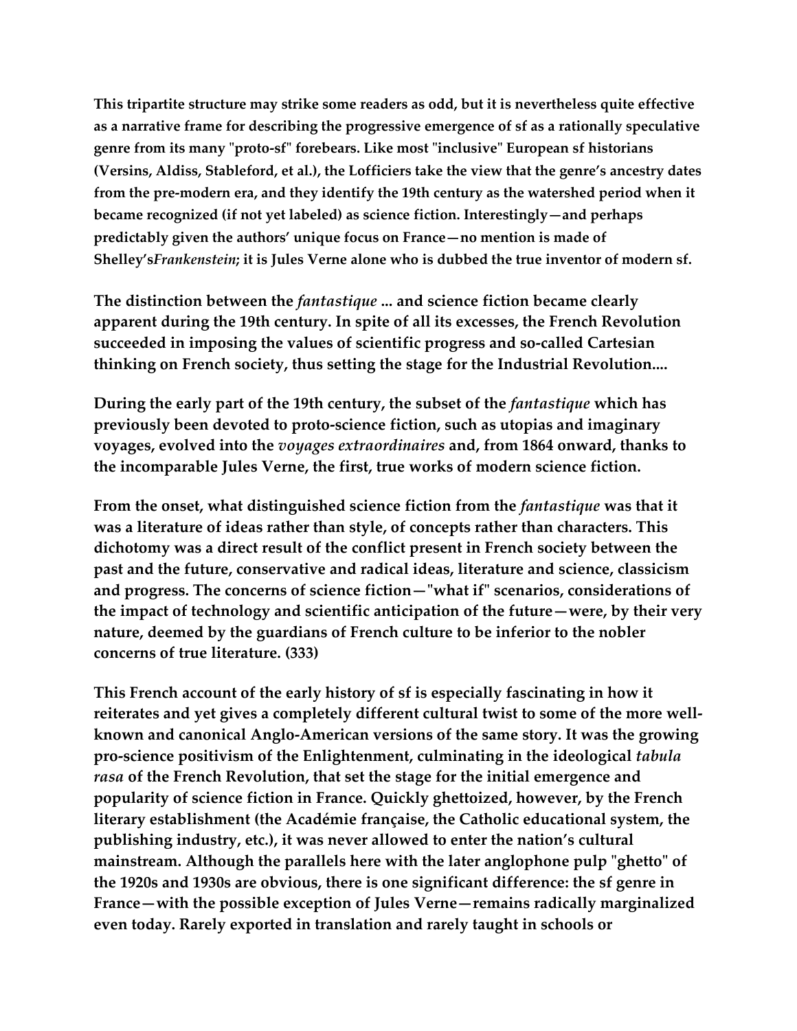This tripartite structure may strike some readers as odd, but it is nevertheless quite effective as a narrative frame for describing the progressive emergence of sf as a rationally speculative genre from its many "proto-sf" forebears. Like most "inclusive" European sf historians (Versins, Aldiss, Stableford, et al.), the Lofficiers take the view that the genre's ancestry dates from the pre-modern era, and they identify the 19th century as the watershed period when it became recognized (if not yet labeled) as science fiction. Interestingly—and perhaps predictably given the authors' unique focus on France—no mention is made of Shelley's*Frankenstein*; it is Jules Verne alone who is dubbed the true inventor of modern sf.

> The distinction between the *fantastique* ... and science fiction became clearly apparent during the 19th century. In spite of all its excesses, the French Revolution succeeded in imposing the values of scientific progress and so-called Cartesian thinking on French society, thus setting the stage for the Industrial Revolution....
>
> During the early part of the 19th century, the subset of the *fantastique* which has previously been devoted to proto-science fiction, such as utopias and imaginary voyages, evolved into the *voyages extraordinaires* and, from 1864 onward, thanks to the incomparable Jules Verne, the first, true works of modern science fiction.
>
> From the onset, what distinguished science fiction from the *fantastique* was that it was a literature of ideas rather than style, of concepts rather than characters. This dichotomy was a direct result of the conflict present in French society between the past and the future, conservative and radical ideas, literature and science, classicism and progress. The concerns of science fiction—"what if" scenarios, considerations of the impact of technology and scientific anticipation of the future—were, by their very nature, deemed by the guardians of French culture to be inferior to the nobler concerns of true literature. (333)

This French account of the early history of sf is especially fascinating in how it reiterates and yet gives a completely different cultural twist to some of the more well-known and canonical Anglo-American versions of the same story. It was the growing pro-science positivism of the Enlightenment, culminating in the ideological *tabula rasa* of the French Revolution, that set the stage for the initial emergence and popularity of science fiction in France. Quickly ghettoized, however, by the French literary establishment (the Académie française, the Catholic educational system, the publishing industry, etc.), it was never allowed to enter the nation's cultural mainstream. Although the parallels here with the later anglophone pulp "ghetto" of the 1920s and 1930s are obvious, there is one significant difference: the sf genre in France—with the possible exception of Jules Verne—remains radically marginalized even today. Rarely exported in translation and rarely taught in schools or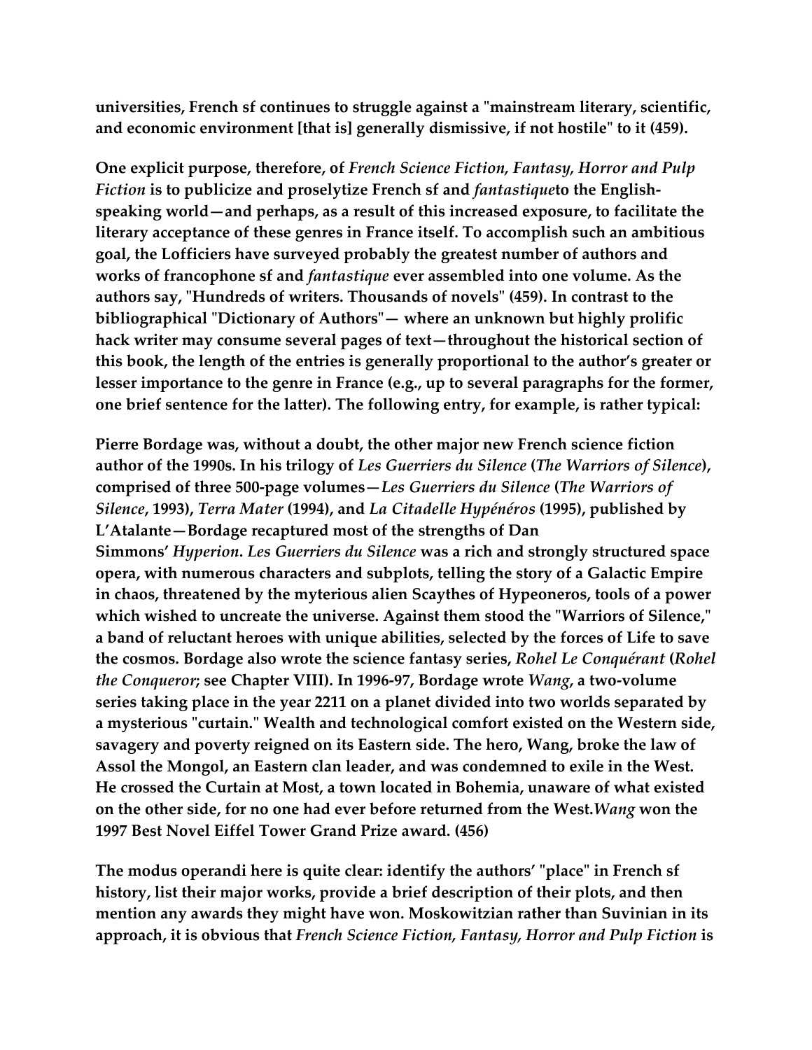universities, French sf continues to struggle against a "mainstream literary, scientific, and economic environment [that is] generally dismissive, if not hostile" to it (459).

One explicit purpose, therefore, of *French Science Fiction, Fantasy, Horror and Pulp Fiction* is to publicize and proselytize French sf and *fantastique*to the English-speaking world—and perhaps, as a result of this increased exposure, to facilitate the literary acceptance of these genres in France itself. To accomplish such an ambitious goal, the Lofficiers have surveyed probably the greatest number of authors and works of francophone sf and *fantastique* ever assembled into one volume. As the authors say, "Hundreds of writers. Thousands of novels" (459). In contrast to the bibliographical "Dictionary of Authors"— where an unknown but highly prolific hack writer may consume several pages of text—throughout the historical section of this book, the length of the entries is generally proportional to the author's greater or lesser importance to the genre in France (e.g., up to several paragraphs for the former, one brief sentence for the latter). The following entry, for example, is rather typical:

Pierre Bordage was, without a doubt, the other major new French science fiction author of the 1990s. In his trilogy of *Les Guerriers du Silence* (*The Warriors of Silence*), comprised of three 500-page volumes—*Les Guerriers du Silence* (*The Warriors of Silence*, 1993), *Terra Mater* (1994), and *La Citadelle Hypénéros* (1995), published by L'Atalante—Bordage recaptured most of the strengths of Dan Simmons' *Hyperion*. *Les Guerriers du Silence* was a rich and strongly structured space opera, with numerous characters and subplots, telling the story of a Galactic Empire in chaos, threatened by the myterious alien Scaythes of Hypeoneros, tools of a power which wished to uncreate the universe. Against them stood the "Warriors of Silence," a band of reluctant heroes with unique abilities, selected by the forces of Life to save the cosmos. Bordage also wrote the science fantasy series, *Rohel Le Conquérant* (*Rohel the Conqueror*; see Chapter VIII). In 1996-97, Bordage wrote *Wang*, a two-volume series taking place in the year 2211 on a planet divided into two worlds separated by a mysterious "curtain." Wealth and technological comfort existed on the Western side, savagery and poverty reigned on its Eastern side. The hero, Wang, broke the law of Assol the Mongol, an Eastern clan leader, and was condemned to exile in the West. He crossed the Curtain at Most, a town located in Bohemia, unaware of what existed on the other side, for no one had ever before returned from the West.*Wang* won the 1997 Best Novel Eiffel Tower Grand Prize award. (456)

The modus operandi here is quite clear: identify the authors' "place" in French sf history, list their major works, provide a brief description of their plots, and then mention any awards they might have won. Moskowitzian rather than Suvinian in its approach, it is obvious that *French Science Fiction, Fantasy, Horror and Pulp Fiction* is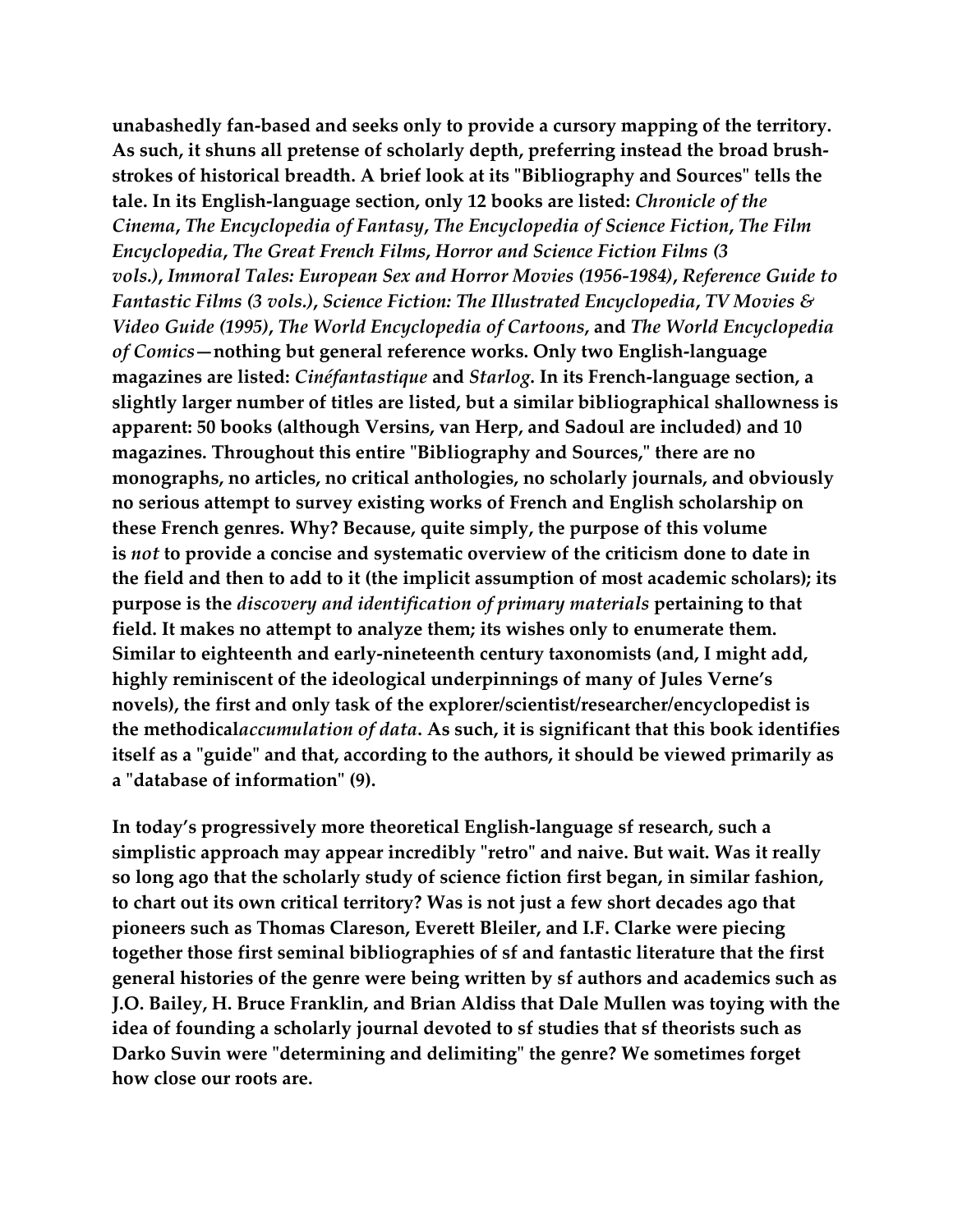unabashedly fan-based and seeks only to provide a cursory mapping of the territory. As such, it shuns all pretense of scholarly depth, preferring instead the broad brush-strokes of historical breadth. A brief look at its "Bibliography and Sources" tells the tale. In its English-language section, only 12 books are listed: *Chronicle of the Cinema*, *The Encyclopedia of Fantasy*, *The Encyclopedia of Science Fiction*, *The Film Encyclopedia*, *The Great French Films*, *Horror and Science Fiction Films (3 vols.)*, *Immoral Tales: European Sex and Horror Movies (1956-1984)*, *Reference Guide to Fantastic Films (3 vols.)*, *Science Fiction: The Illustrated Encyclopedia*, *TV Movies & Video Guide (1995)*, *The World Encyclopedia of Cartoons*, and *The World Encyclopedia of Comics*—nothing but general reference works. Only two English-language magazines are listed: *Cinéfantastique* and *Starlog*. In its French-language section, a slightly larger number of titles are listed, but a similar bibliographical shallowness is apparent: 50 books (although Versins, van Herp, and Sadoul are included) and 10 magazines. Throughout this entire "Bibliography and Sources," there are no monographs, no articles, no critical anthologies, no scholarly journals, and obviously no serious attempt to survey existing works of French and English scholarship on these French genres. Why? Because, quite simply, the purpose of this volume is *not* to provide a concise and systematic overview of the criticism done to date in the field and then to add to it (the implicit assumption of most academic scholars); its purpose is the *discovery and identification of primary materials* pertaining to that field. It makes no attempt to analyze them; its wishes only to enumerate them. Similar to eighteenth and early-nineteenth century taxonomists (and, I might add, highly reminiscent of the ideological underpinnings of many of Jules Verne's novels), the first and only task of the explorer/scientist/researcher/encyclopedist is the methodical*accumulation of data*. As such, it is significant that this book identifies itself as a "guide" and that, according to the authors, it should be viewed primarily as a "database of information" (9).

In today's progressively more theoretical English-language sf research, such a simplistic approach may appear incredibly "retro" and naive. But wait. Was it really so long ago that the scholarly study of science fiction first began, in similar fashion, to chart out its own critical territory? Was is not just a few short decades ago that pioneers such as Thomas Clareson, Everett Bleiler, and I.F. Clarke were piecing together those first seminal bibliographies of sf and fantastic literature that the first general histories of the genre were being written by sf authors and academics such as J.O. Bailey, H. Bruce Franklin, and Brian Aldiss that Dale Mullen was toying with the idea of founding a scholarly journal devoted to sf studies that sf theorists such as Darko Suvin were "determining and delimiting" the genre? We sometimes forget how close our roots are.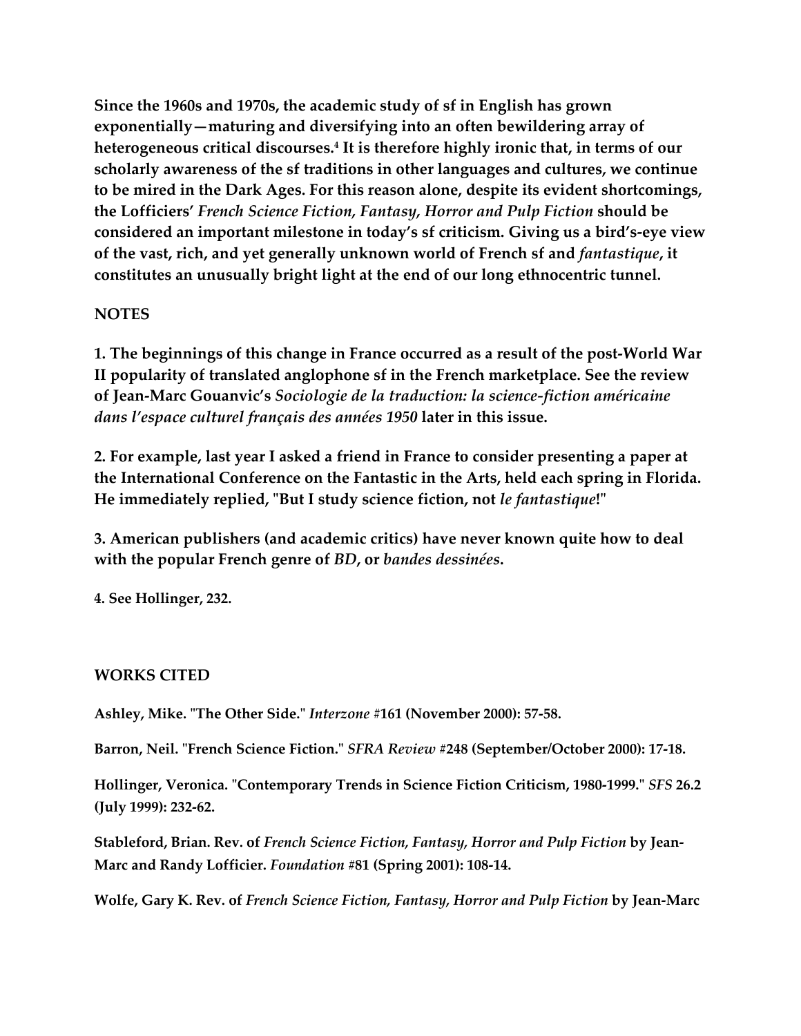Since the 1960s and 1970s, the academic study of sf in English has grown exponentially—maturing and diversifying into an often bewildering array of heterogeneous critical discourses.[4] It is therefore highly ironic that, in terms of our scholarly awareness of the sf traditions in other languages and cultures, we continue to be mired in the Dark Ages. For this reason alone, despite its evident shortcomings, the Lofficiers' *French Science Fiction, Fantasy, Horror and Pulp Fiction* should be considered an important milestone in today's sf criticism. Giving us a bird's-eye view of the vast, rich, and yet generally unknown world of French sf and *fantastique*, it constitutes an unusually bright light at the end of our long ethnocentric tunnel.

## NOTES

1. The beginnings of this change in France occurred as a result of the post-World War II popularity of translated anglophone sf in the French marketplace. See the review of Jean-Marc Gouanvic's *Sociologie de la traduction: la science-fiction américaine dans l'espace culturel français des années 1950* later in this issue.

2. For example, last year I asked a friend in France to consider presenting a paper at the International Conference on the Fantastic in the Arts, held each spring in Florida. He immediately replied, "But I study science fiction, not *le fantastique*!"

3. American publishers (and academic critics) have never known quite how to deal with the popular French genre of *BD*, or *bandes dessinées*.

4. See Hollinger, 232.

## WORKS CITED

Ashley, Mike. "The Other Side." *Interzone* #161 (November 2000): 57-58.

Barron, Neil. "French Science Fiction." *SFRA Review* #248 (September/October 2000): 17-18.

Hollinger, Veronica. "Contemporary Trends in Science Fiction Criticism, 1980-1999." *SFS* 26.2 (July 1999): 232-62.

Stableford, Brian. Rev. of *French Science Fiction, Fantasy, Horror and Pulp Fiction* by Jean-Marc and Randy Lofficier. *Foundation* #81 (Spring 2001): 108-14.

Wolfe, Gary K. Rev. of *French Science Fiction, Fantasy, Horror and Pulp Fiction* by Jean-Marc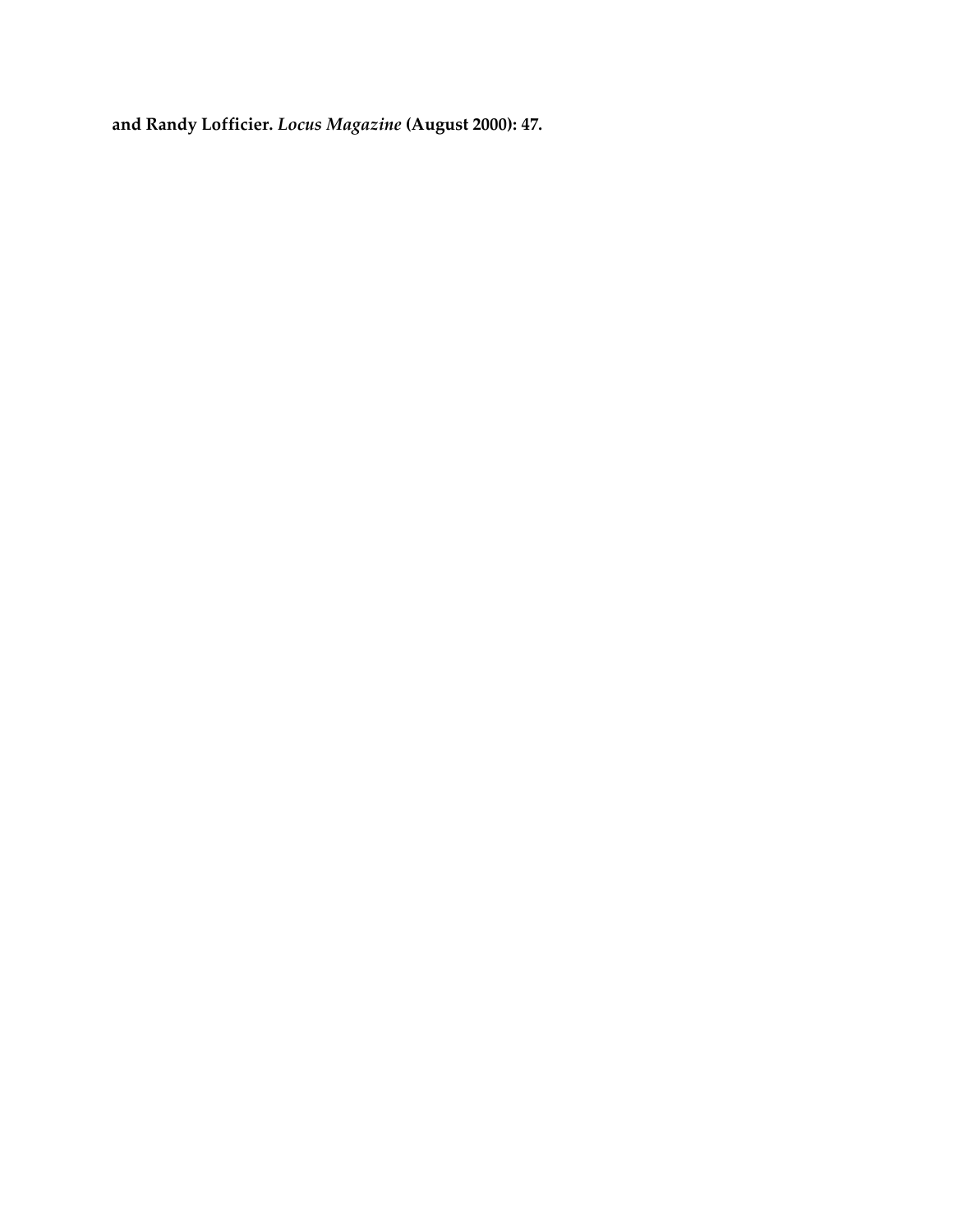**and Randy Lofficier. *Locus Magazine* (August 2000): 47.**